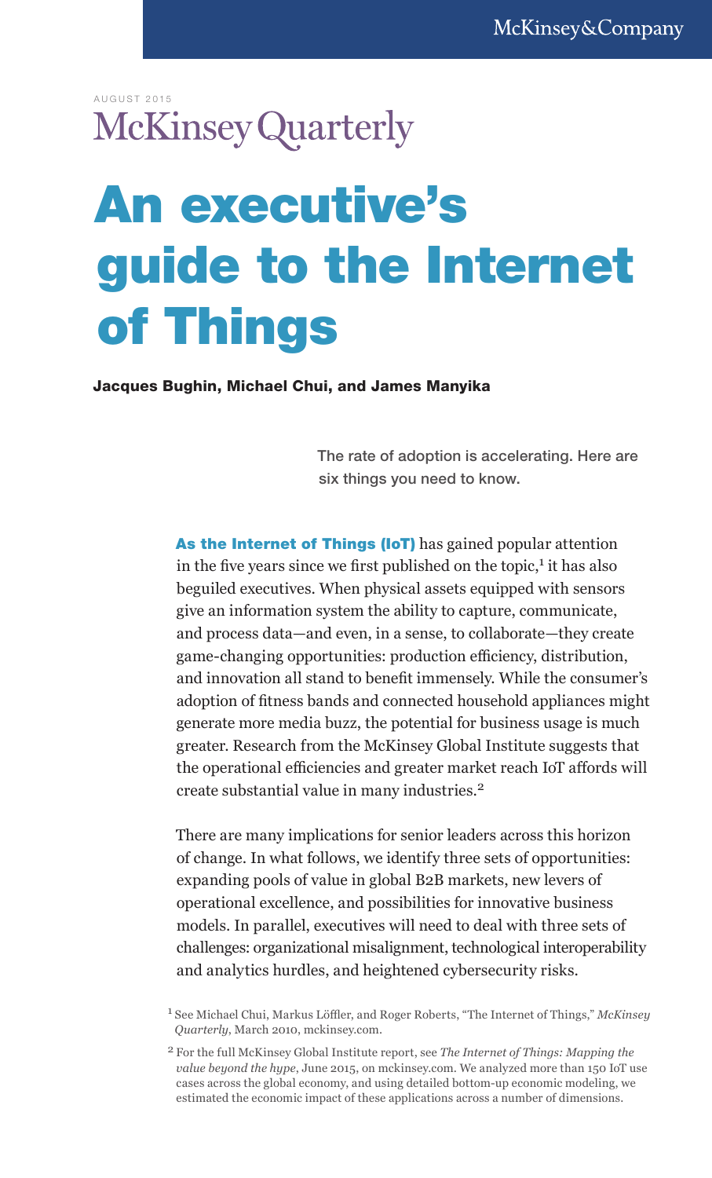McKinsey&Company

AUGUST 2015

McKinsey Quarterly

# An executive's guide to the Internet of Things

**Jacques Bughin, Michael Chui, and James Manyika**

The rate of adoption is accelerating. Here are six things you need to know.

**As the Internet of Things (IoT)** has gained popular attention in the five years since we first published on the topic,[1] it has also beguiled executives. When physical assets equipped with sensors give an information system the ability to capture, communicate, and process data—and even, in a sense, to collaborate—they create game-changing opportunities: production efficiency, distribution, and innovation all stand to benefit immensely. While the consumer's adoption of fitness bands and connected household appliances might generate more media buzz, the potential for business usage is much greater. Research from the McKinsey Global Institute suggests that the operational efficiencies and greater market reach IoT affords will create substantial value in many industries.[2]

There are many implications for senior leaders across this horizon of change. In what follows, we identify three sets of opportunities: expanding pools of value in global B2B markets, new levers of operational excellence, and possibilities for innovative business models. In parallel, executives will need to deal with three sets of challenges: organizational misalignment, technological interoperability and analytics hurdles, and heightened cybersecurity risks.

[1] See Michael Chui, Markus Löffler, and Roger Roberts, "The Internet of Things," *McKinsey Quarterly*, March 2010, mckinsey.com.

[2] For the full McKinsey Global Institute report, see *The Internet of Things: Mapping the value beyond the hype*, June 2015, on mckinsey.com. We analyzed more than 150 IoT use cases across the global economy, and using detailed bottom-up economic modeling, we estimated the economic impact of these applications across a number of dimensions.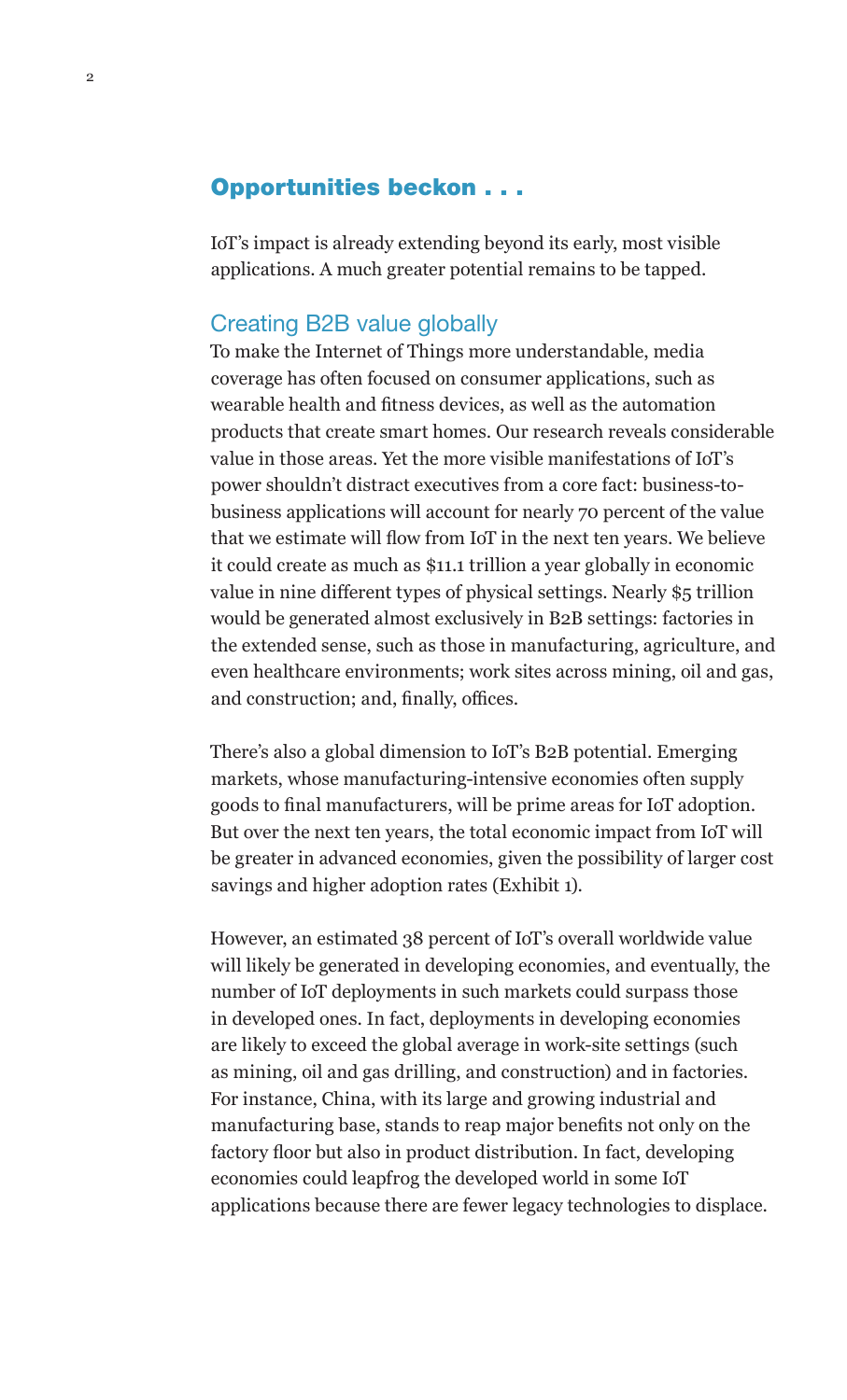## Opportunities beckon . . .

IoT's impact is already extending beyond its early, most visible applications. A much greater potential remains to be tapped.

### Creating B2B value globally

To make the Internet of Things more understandable, media coverage has often focused on consumer applications, such as wearable health and fitness devices, as well as the automation products that create smart homes. Our research reveals considerable value in those areas. Yet the more visible manifestations of IoT's power shouldn't distract executives from a core fact: business-to-business applications will account for nearly 70 percent of the value that we estimate will flow from IoT in the next ten years. We believe it could create as much as $11.1 trillion a year globally in economic value in nine different types of physical settings. Nearly $5 trillion would be generated almost exclusively in B2B settings: factories in the extended sense, such as those in manufacturing, agriculture, and even healthcare environments; work sites across mining, oil and gas, and construction; and, finally, offices.

There's also a global dimension to IoT's B2B potential. Emerging markets, whose manufacturing-intensive economies often supply goods to final manufacturers, will be prime areas for IoT adoption. But over the next ten years, the total economic impact from IoT will be greater in advanced economies, given the possibility of larger cost savings and higher adoption rates (Exhibit 1).

However, an estimated 38 percent of IoT's overall worldwide value will likely be generated in developing economies, and eventually, the number of IoT deployments in such markets could surpass those in developed ones. In fact, deployments in developing economies are likely to exceed the global average in work-site settings (such as mining, oil and gas drilling, and construction) and in factories. For instance, China, with its large and growing industrial and manufacturing base, stands to reap major benefits not only on the factory floor but also in product distribution. In fact, developing economies could leapfrog the developed world in some IoT applications because there are fewer legacy technologies to displace.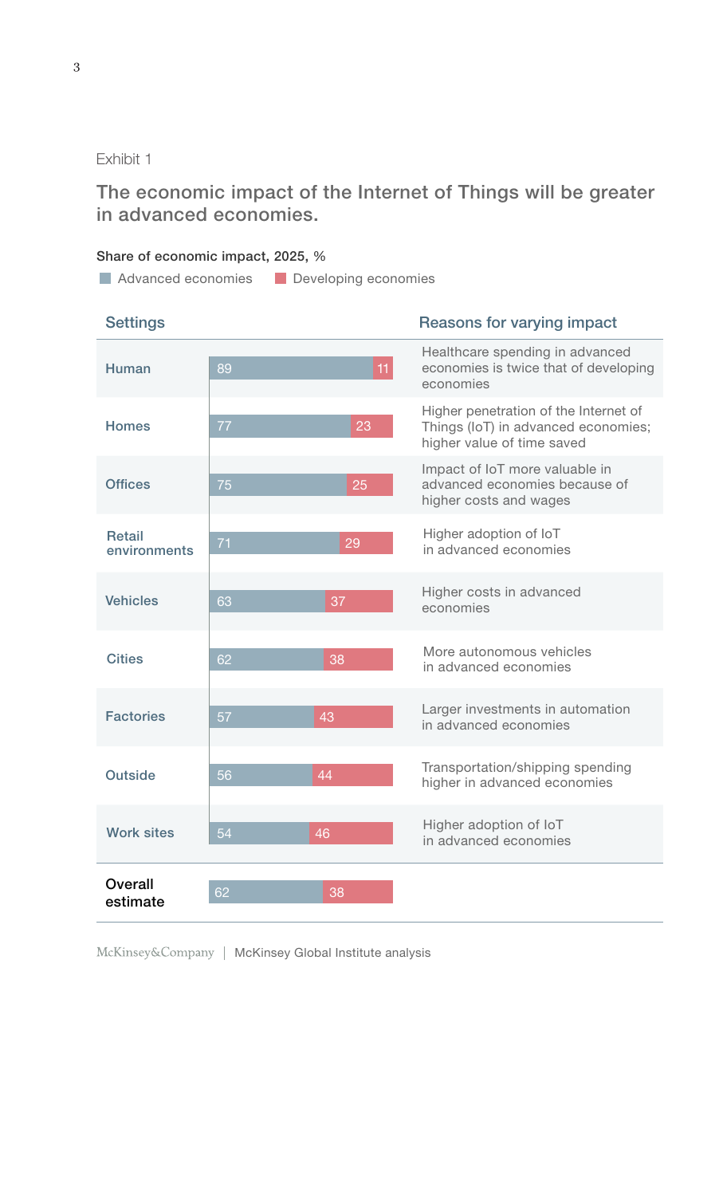Exhibit 1

## The economic impact of the Internet of Things will be greater in advanced economies.

**Share of economic impact, 2025, %**

Advanced economies    Developing economies

Settings

Reasons for varying impact

Human
89
11
Healthcare spending in advanced economies is twice that of developing economies

Homes
77
23
Higher penetration of the Internet of Things (IoT) in advanced economies; higher value of time saved

Offices
75
25
Impact of IoT more valuable in advanced economies because of higher costs and wages

Retail environments
71
29
Higher adoption of IoT in advanced economies

Vehicles
63
37
Higher costs in advanced economies

Cities
62
38
More autonomous vehicles in advanced economies

Factories
57
43
Larger investments in automation in advanced economies

Outside
56
44
Transportation/shipping spending higher in advanced economies

Work sites
54
46
Higher adoption of IoT in advanced economies

Overall estimate
62
38

McKinsey&Company | McKinsey Global Institute analysis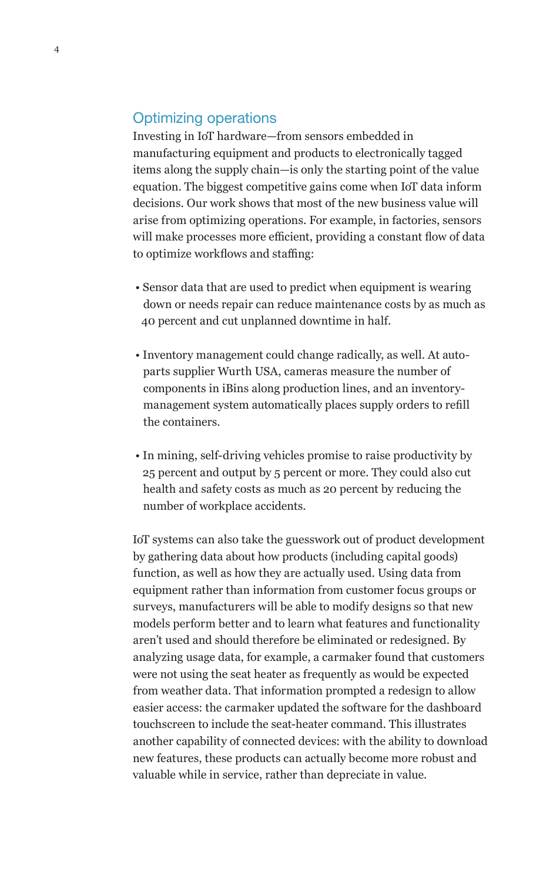## Optimizing operations

Investing in IoT hardware—from sensors embedded in manufacturing equipment and products to electronically tagged items along the supply chain—is only the starting point of the value equation. The biggest competitive gains come when IoT data inform decisions. Our work shows that most of the new business value will arise from optimizing operations. For example, in factories, sensors will make processes more efficient, providing a constant flow of data to optimize workflows and staffing:

- Sensor data that are used to predict when equipment is wearing down or needs repair can reduce maintenance costs by as much as 40 percent and cut unplanned downtime in half.

- Inventory management could change radically, as well. At auto-parts supplier Wurth USA, cameras measure the number of components in iBins along production lines, and an inventory-management system automatically places supply orders to refill the containers.

- In mining, self-driving vehicles promise to raise productivity by 25 percent and output by 5 percent or more. They could also cut health and safety costs as much as 20 percent by reducing the number of workplace accidents.

IoT systems can also take the guesswork out of product development by gathering data about how products (including capital goods) function, as well as how they are actually used. Using data from equipment rather than information from customer focus groups or surveys, manufacturers will be able to modify designs so that new models perform better and to learn what features and functionality aren't used and should therefore be eliminated or redesigned. By analyzing usage data, for example, a carmaker found that customers were not using the seat heater as frequently as would be expected from weather data. That information prompted a redesign to allow easier access: the carmaker updated the software for the dashboard touchscreen to include the seat-heater command. This illustrates another capability of connected devices: with the ability to download new features, these products can actually become more robust and valuable while in service, rather than depreciate in value.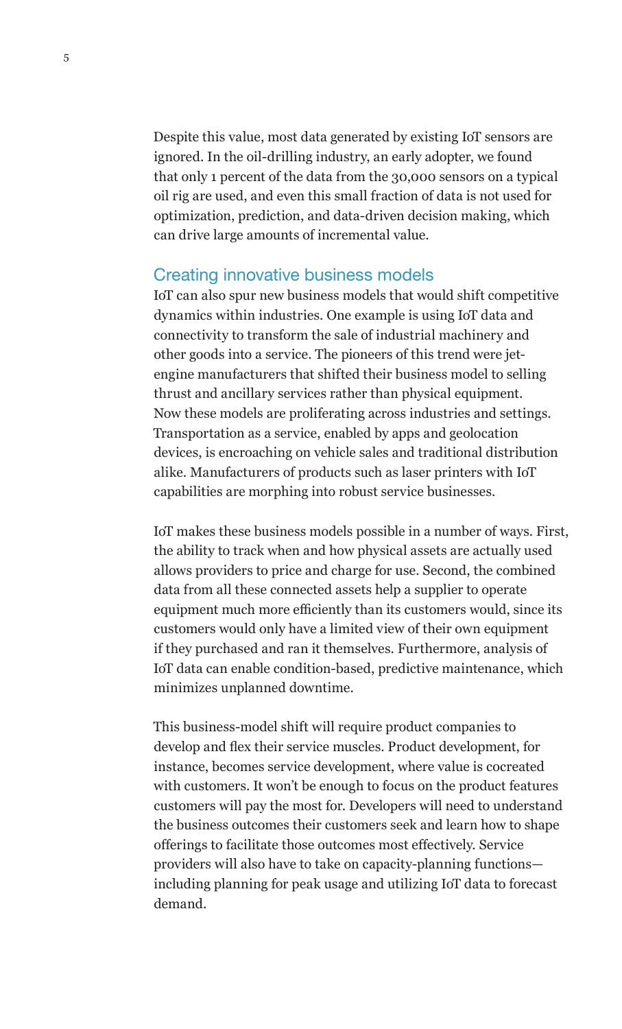Despite this value, most data generated by existing IoT sensors are ignored. In the oil-drilling industry, an early adopter, we found that only 1 percent of the data from the 30,000 sensors on a typical oil rig are used, and even this small fraction of data is not used for optimization, prediction, and data-driven decision making, which can drive large amounts of incremental value.

## Creating innovative business models

IoT can also spur new business models that would shift competitive dynamics within industries. One example is using IoT data and connectivity to transform the sale of industrial machinery and other goods into a service. The pioneers of this trend were jet-engine manufacturers that shifted their business model to selling thrust and ancillary services rather than physical equipment. Now these models are proliferating across industries and settings. Transportation as a service, enabled by apps and geolocation devices, is encroaching on vehicle sales and traditional distribution alike. Manufacturers of products such as laser printers with IoT capabilities are morphing into robust service businesses.

IoT makes these business models possible in a number of ways. First, the ability to track when and how physical assets are actually used allows providers to price and charge for use. Second, the combined data from all these connected assets help a supplier to operate equipment much more efficiently than its customers would, since its customers would only have a limited view of their own equipment if they purchased and ran it themselves. Furthermore, analysis of IoT data can enable condition-based, predictive maintenance, which minimizes unplanned downtime.

This business-model shift will require product companies to develop and flex their service muscles. Product development, for instance, becomes service development, where value is cocreated with customers. It won't be enough to focus on the product features customers will pay the most for. Developers will need to understand the business outcomes their customers seek and learn how to shape offerings to facilitate those outcomes most effectively. Service providers will also have to take on capacity-planning functions—including planning for peak usage and utilizing IoT data to forecast demand.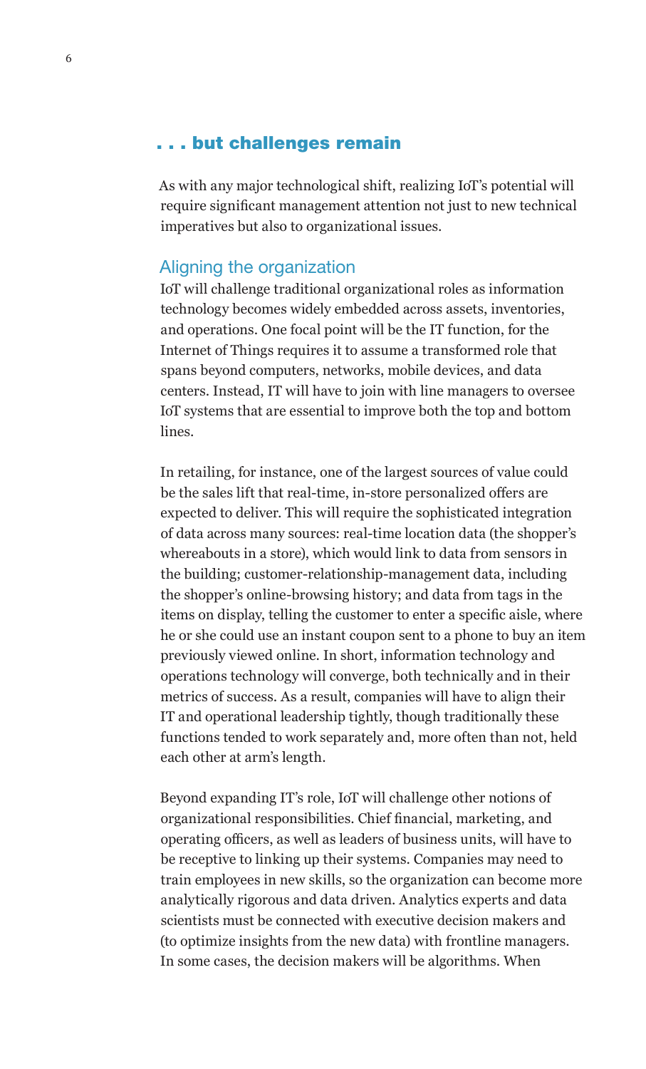## . . . but challenges remain

As with any major technological shift, realizing IoT's potential will require significant management attention not just to new technical imperatives but also to organizational issues.

### Aligning the organization

IoT will challenge traditional organizational roles as information technology becomes widely embedded across assets, inventories, and operations. One focal point will be the IT function, for the Internet of Things requires it to assume a transformed role that spans beyond computers, networks, mobile devices, and data centers. Instead, IT will have to join with line managers to oversee IoT systems that are essential to improve both the top and bottom lines.

In retailing, for instance, one of the largest sources of value could be the sales lift that real-time, in-store personalized offers are expected to deliver. This will require the sophisticated integration of data across many sources: real-time location data (the shopper's whereabouts in a store), which would link to data from sensors in the building; customer-relationship-management data, including the shopper's online-browsing history; and data from tags in the items on display, telling the customer to enter a specific aisle, where he or she could use an instant coupon sent to a phone to buy an item previously viewed online. In short, information technology and operations technology will converge, both technically and in their metrics of success. As a result, companies will have to align their IT and operational leadership tightly, though traditionally these functions tended to work separately and, more often than not, held each other at arm's length.

Beyond expanding IT's role, IoT will challenge other notions of organizational responsibilities. Chief financial, marketing, and operating officers, as well as leaders of business units, will have to be receptive to linking up their systems. Companies may need to train employees in new skills, so the organization can become more analytically rigorous and data driven. Analytics experts and data scientists must be connected with executive decision makers and (to optimize insights from the new data) with frontline managers. In some cases, the decision makers will be algorithms. When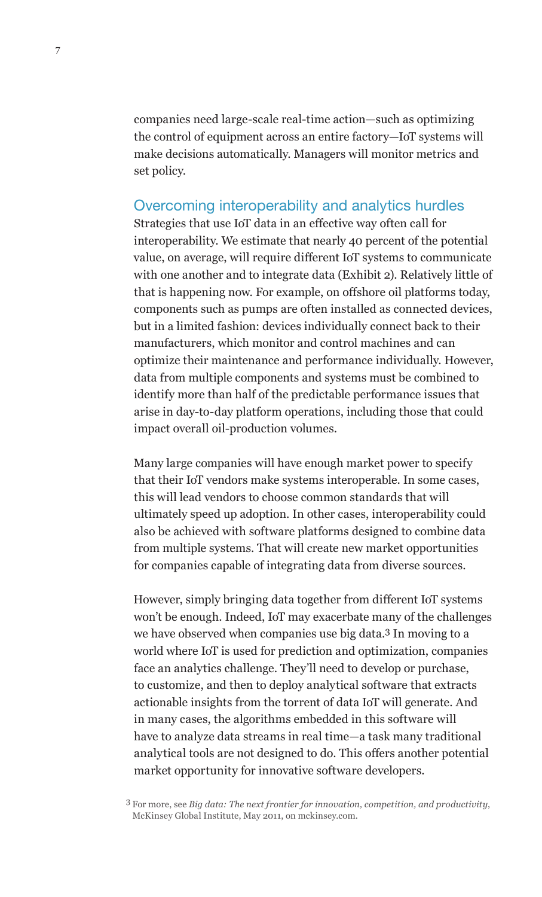companies need large-scale real-time action—such as optimizing the control of equipment across an entire factory—IoT systems will make decisions automatically. Managers will monitor metrics and set policy.

## Overcoming interoperability and analytics hurdles

Strategies that use IoT data in an effective way often call for interoperability. We estimate that nearly 40 percent of the potential value, on average, will require different IoT systems to communicate with one another and to integrate data (Exhibit 2). Relatively little of that is happening now. For example, on offshore oil platforms today, components such as pumps are often installed as connected devices, but in a limited fashion: devices individually connect back to their manufacturers, which monitor and control machines and can optimize their maintenance and performance individually. However, data from multiple components and systems must be combined to identify more than half of the predictable performance issues that arise in day-to-day platform operations, including those that could impact overall oil-production volumes.

Many large companies will have enough market power to specify that their IoT vendors make systems interoperable. In some cases, this will lead vendors to choose common standards that will ultimately speed up adoption. In other cases, interoperability could also be achieved with software platforms designed to combine data from multiple systems. That will create new market opportunities for companies capable of integrating data from diverse sources.

However, simply bringing data together from different IoT systems won't be enough. Indeed, IoT may exacerbate many of the challenges we have observed when companies use big data.[3] In moving to a world where IoT is used for prediction and optimization, companies face an analytics challenge. They'll need to develop or purchase, to customize, and then to deploy analytical software that extracts actionable insights from the torrent of data IoT will generate. And in many cases, the algorithms embedded in this software will have to analyze data streams in real time—a task many traditional analytical tools are not designed to do. This offers another potential market opportunity for innovative software developers.

[3] For more, see *Big data: The next frontier for innovation, competition, and productivity*, McKinsey Global Institute, May 2011, on mckinsey.com.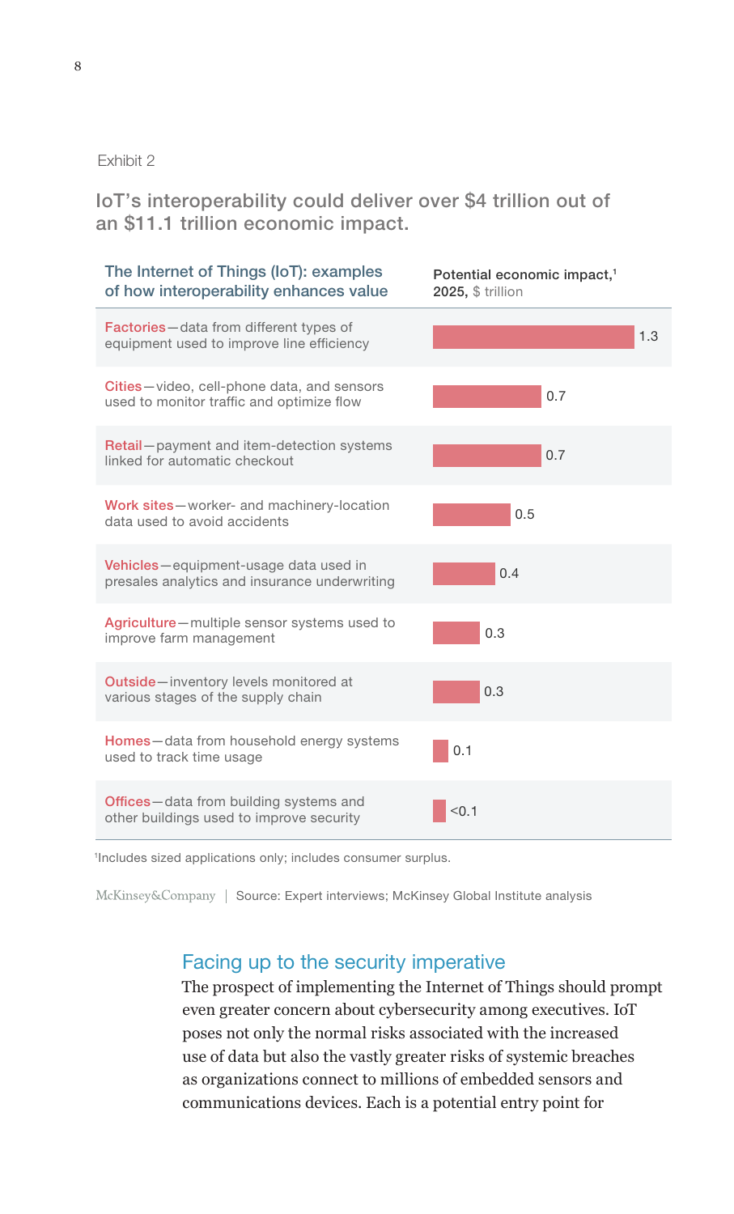Exhibit 2

## IoT's interoperability could deliver over $4 trillion out of an $11.1 trillion economic impact.

The Internet of Things (IoT): examples of how interoperability enhances value

Potential economic impact,[1] 2025, $ trillion

Factories—data from different types of equipment used to improve line efficiency
1.3

Cities—video, cell-phone data, and sensors used to monitor traffic and optimize flow
0.7

Retail—payment and item-detection systems linked for automatic checkout
0.7

Work sites—worker- and machinery-location data used to avoid accidents
0.5

Vehicles—equipment-usage data used in presales analytics and insurance underwriting
0.4

Agriculture—multiple sensor systems used to improve farm management
0.3

Outside—inventory levels monitored at various stages of the supply chain
0.3

Homes—data from household energy systems used to track time usage
0.1

Offices—data from building systems and other buildings used to improve security
<0.1

[1]Includes sized applications only; includes consumer surplus.

McKinsey&Company | Source: Expert interviews; McKinsey Global Institute analysis

## Facing up to the security imperative

The prospect of implementing the Internet of Things should prompt even greater concern about cybersecurity among executives. IoT poses not only the normal risks associated with the increased use of data but also the vastly greater risks of systemic breaches as organizations connect to millions of embedded sensors and communications devices. Each is a potential entry point for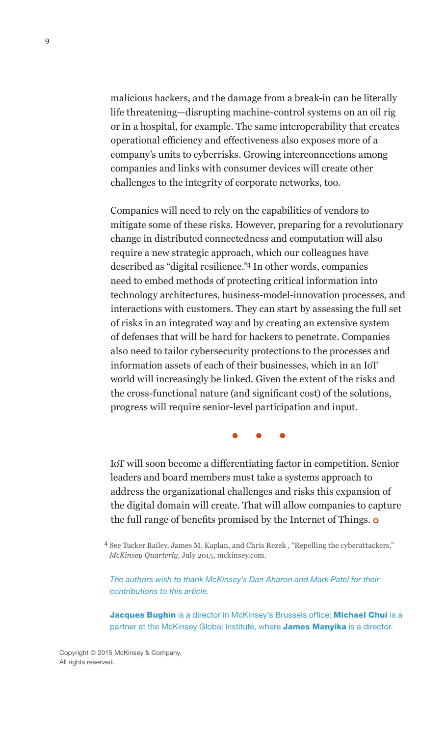malicious hackers, and the damage from a break-in can be literally life threatening—disrupting machine-control systems on an oil rig or in a hospital, for example. The same interoperability that creates operational efficiency and effectiveness also exposes more of a company's units to cyberrisks. Growing interconnections among companies and links with consumer devices will create other challenges to the integrity of corporate networks, too.

Companies will need to rely on the capabilities of vendors to mitigate some of these risks. However, preparing for a revolutionary change in distributed connectedness and computation will also require a new strategic approach, which our colleagues have described as "digital resilience."[4] In other words, companies need to embed methods of protecting critical information into technology architectures, business-model-innovation processes, and interactions with customers. They can start by assessing the full set of risks in an integrated way and by creating an extensive system of defenses that will be hard for hackers to penetrate. Companies also need to tailor cybersecurity protections to the processes and information assets of each of their businesses, which in an IoT world will increasingly be linked. Given the extent of the risks and the cross-functional nature (and significant cost) of the solutions, progress will require senior-level participation and input.

• • •

IoT will soon become a differentiating factor in competition. Senior leaders and board members must take a systems approach to address the organizational challenges and risks this expansion of the digital domain will create. That will allow companies to capture the full range of benefits promised by the Internet of Things.

[4] See Tucker Bailey, James M. Kaplan, and Chris Rezek , "Repelling the cyberattackers," *McKinsey Quarterly*, July 2015, mckinsey.com.

*The authors wish to thank McKinsey's Dan Aharon and Mark Patel for their contributions to this article.*

**Jacques Bughin** is a director in McKinsey's Brussels office; **Michael Chui** is a partner at the McKinsey Global Institute, where **James Manyika** is a director.

Copyright © 2015 McKinsey & Company.
All rights reserved.